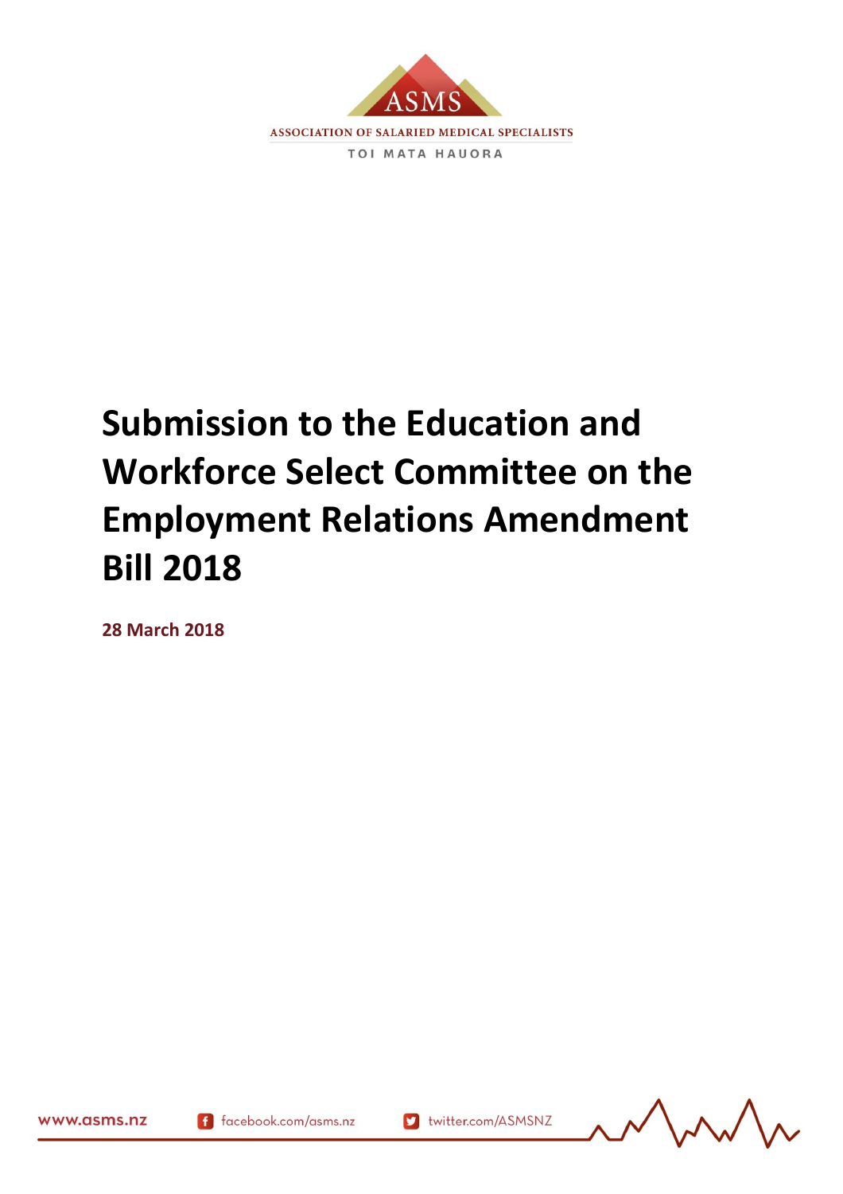ASMS

ASSOCIATION OF SALARIED MEDICAL SPECIALISTS

TOI MATA HAUORA

# Submission to the Education and Workforce Select Committee on the Employment Relations Amendment Bill 2018

**28 March 2018**

www.asms.nz facebook.com/asms.nz twitter.com/ASMSNZ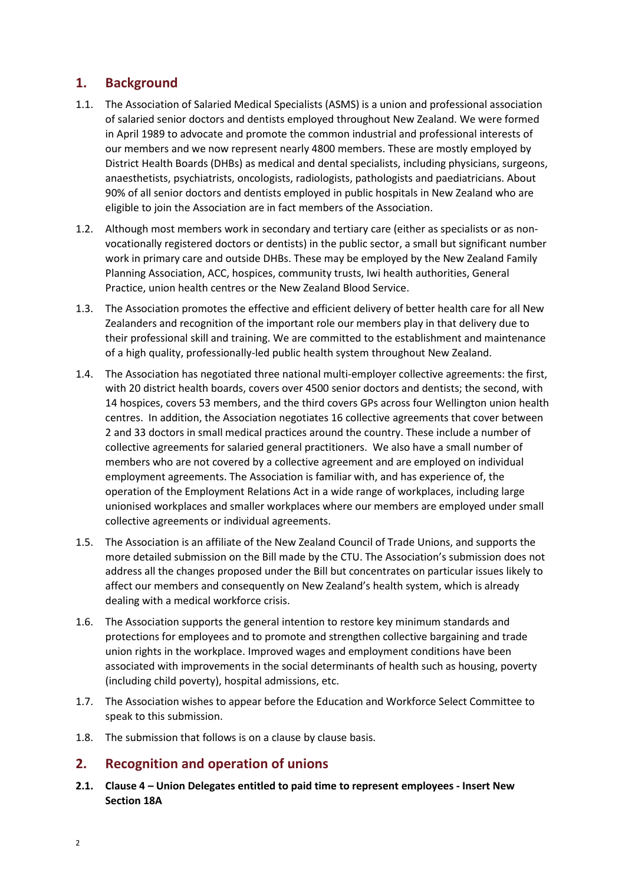## 1. Background

1.1. The Association of Salaried Medical Specialists (ASMS) is a union and professional association of salaried senior doctors and dentists employed throughout New Zealand. We were formed in April 1989 to advocate and promote the common industrial and professional interests of our members and we now represent nearly 4800 members. These are mostly employed by District Health Boards (DHBs) as medical and dental specialists, including physicians, surgeons, anaesthetists, psychiatrists, oncologists, radiologists, pathologists and paediatricians. About 90% of all senior doctors and dentists employed in public hospitals in New Zealand who are eligible to join the Association are in fact members of the Association.

1.2. Although most members work in secondary and tertiary care (either as specialists or as non-vocationally registered doctors or dentists) in the public sector, a small but significant number work in primary care and outside DHBs. These may be employed by the New Zealand Family Planning Association, ACC, hospices, community trusts, Iwi health authorities, General Practice, union health centres or the New Zealand Blood Service.

1.3. The Association promotes the effective and efficient delivery of better health care for all New Zealanders and recognition of the important role our members play in that delivery due to their professional skill and training. We are committed to the establishment and maintenance of a high quality, professionally-led public health system throughout New Zealand.

1.4. The Association has negotiated three national multi-employer collective agreements: the first, with 20 district health boards, covers over 4500 senior doctors and dentists; the second, with 14 hospices, covers 53 members, and the third covers GPs across four Wellington union health centres. In addition, the Association negotiates 16 collective agreements that cover between 2 and 33 doctors in small medical practices around the country. These include a number of collective agreements for salaried general practitioners. We also have a small number of members who are not covered by a collective agreement and are employed on individual employment agreements. The Association is familiar with, and has experience of, the operation of the Employment Relations Act in a wide range of workplaces, including large unionised workplaces and smaller workplaces where our members are employed under small collective agreements or individual agreements.

1.5. The Association is an affiliate of the New Zealand Council of Trade Unions, and supports the more detailed submission on the Bill made by the CTU. The Association's submission does not address all the changes proposed under the Bill but concentrates on particular issues likely to affect our members and consequently on New Zealand's health system, which is already dealing with a medical workforce crisis.

1.6. The Association supports the general intention to restore key minimum standards and protections for employees and to promote and strengthen collective bargaining and trade union rights in the workplace. Improved wages and employment conditions have been associated with improvements in the social determinants of health such as housing, poverty (including child poverty), hospital admissions, etc.

1.7. The Association wishes to appear before the Education and Workforce Select Committee to speak to this submission.

1.8. The submission that follows is on a clause by clause basis.

## 2. Recognition and operation of unions

**2.1. Clause 4 – Union Delegates entitled to paid time to represent employees - Insert New Section 18A**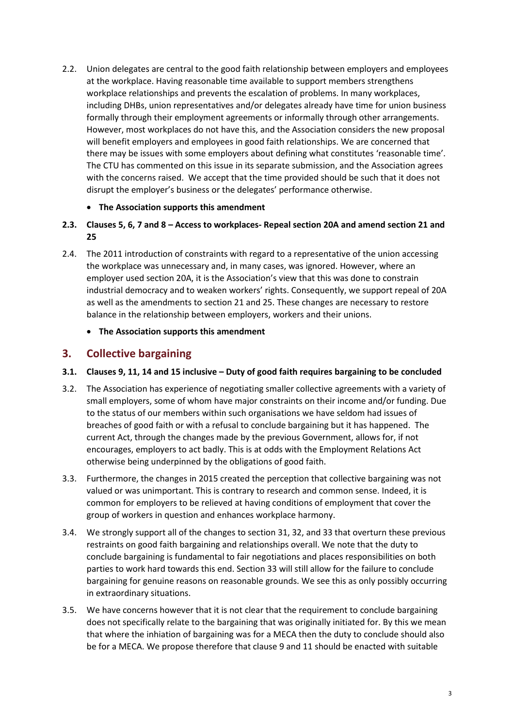2.2. Union delegates are central to the good faith relationship between employers and employees at the workplace. Having reasonable time available to support members strengthens workplace relationships and prevents the escalation of problems. In many workplaces, including DHBs, union representatives and/or delegates already have time for union business formally through their employment agreements or informally through other arrangements. However, most workplaces do not have this, and the Association considers the new proposal will benefit employers and employees in good faith relationships. We are concerned that there may be issues with some employers about defining what constitutes 'reasonable time'. The CTU has commented on this issue in its separate submission, and the Association agrees with the concerns raised. We accept that the time provided should be such that it does not disrupt the employer's business or the delegates' performance otherwise.

- **The Association supports this amendment**

**2.3. Clauses 5, 6, 7 and 8 – Access to workplaces- Repeal section 20A and amend section 21 and 25**

2.4. The 2011 introduction of constraints with regard to a representative of the union accessing the workplace was unnecessary and, in many cases, was ignored. However, where an employer used section 20A, it is the Association's view that this was done to constrain industrial democracy and to weaken workers' rights. Consequently, we support repeal of 20A as well as the amendments to section 21 and 25. These changes are necessary to restore balance in the relationship between employers, workers and their unions.

- **The Association supports this amendment**

## 3. Collective bargaining

**3.1. Clauses 9, 11, 14 and 15 inclusive – Duty of good faith requires bargaining to be concluded**

3.2. The Association has experience of negotiating smaller collective agreements with a variety of small employers, some of whom have major constraints on their income and/or funding. Due to the status of our members within such organisations we have seldom had issues of breaches of good faith or with a refusal to conclude bargaining but it has happened. The current Act, through the changes made by the previous Government, allows for, if not encourages, employers to act badly. This is at odds with the Employment Relations Act otherwise being underpinned by the obligations of good faith.

3.3. Furthermore, the changes in 2015 created the perception that collective bargaining was not valued or was unimportant. This is contrary to research and common sense. Indeed, it is common for employers to be relieved at having conditions of employment that cover the group of workers in question and enhances workplace harmony.

3.4. We strongly support all of the changes to section 31, 32, and 33 that overturn these previous restraints on good faith bargaining and relationships overall. We note that the duty to conclude bargaining is fundamental to fair negotiations and places responsibilities on both parties to work hard towards this end. Section 33 will still allow for the failure to conclude bargaining for genuine reasons on reasonable grounds. We see this as only possibly occurring in extraordinary situations.

3.5. We have concerns however that it is not clear that the requirement to conclude bargaining does not specifically relate to the bargaining that was originally initiated for. By this we mean that where the inhiation of bargaining was for a MECA then the duty to conclude should also be for a MECA. We propose therefore that clause 9 and 11 should be enacted with suitable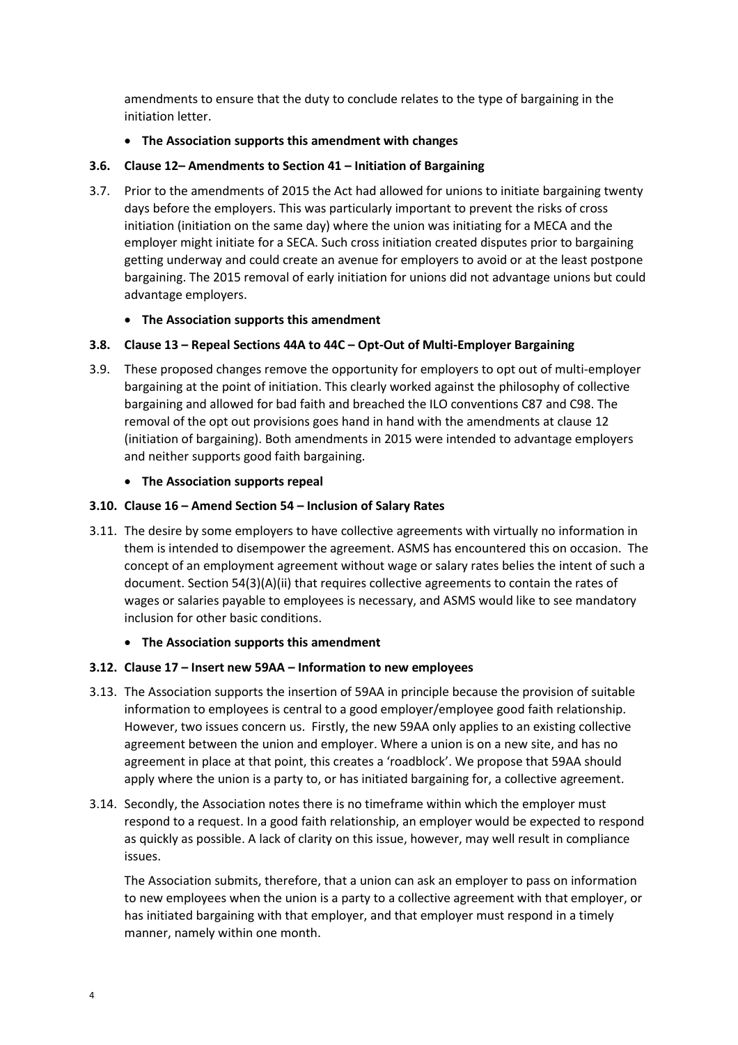amendments to ensure that the duty to conclude relates to the type of bargaining in the initiation letter.

- **The Association supports this amendment with changes**

**3.6. Clause 12– Amendments to Section 41 – Initiation of Bargaining**

3.7. Prior to the amendments of 2015 the Act had allowed for unions to initiate bargaining twenty days before the employers. This was particularly important to prevent the risks of cross initiation (initiation on the same day) where the union was initiating for a MECA and the employer might initiate for a SECA. Such cross initiation created disputes prior to bargaining getting underway and could create an avenue for employers to avoid or at the least postpone bargaining. The 2015 removal of early initiation for unions did not advantage unions but could advantage employers.

- **The Association supports this amendment**

**3.8. Clause 13 – Repeal Sections 44A to 44C – Opt-Out of Multi-Employer Bargaining**

3.9. These proposed changes remove the opportunity for employers to opt out of multi-employer bargaining at the point of initiation. This clearly worked against the philosophy of collective bargaining and allowed for bad faith and breached the ILO conventions C87 and C98. The removal of the opt out provisions goes hand in hand with the amendments at clause 12 (initiation of bargaining). Both amendments in 2015 were intended to advantage employers and neither supports good faith bargaining.

- **The Association supports repeal**

**3.10. Clause 16 – Amend Section 54 – Inclusion of Salary Rates**

3.11. The desire by some employers to have collective agreements with virtually no information in them is intended to disempower the agreement. ASMS has encountered this on occasion. The concept of an employment agreement without wage or salary rates belies the intent of such a document. Section 54(3)(A)(ii) that requires collective agreements to contain the rates of wages or salaries payable to employees is necessary, and ASMS would like to see mandatory inclusion for other basic conditions.

- **The Association supports this amendment**

**3.12. Clause 17 – Insert new 59AA – Information to new employees**

3.13. The Association supports the insertion of 59AA in principle because the provision of suitable information to employees is central to a good employer/employee good faith relationship. However, two issues concern us. Firstly, the new 59AA only applies to an existing collective agreement between the union and employer. Where a union is on a new site, and has no agreement in place at that point, this creates a 'roadblock'. We propose that 59AA should apply where the union is a party to, or has initiated bargaining for, a collective agreement.

3.14. Secondly, the Association notes there is no timeframe within which the employer must respond to a request. In a good faith relationship, an employer would be expected to respond as quickly as possible. A lack of clarity on this issue, however, may well result in compliance issues.

The Association submits, therefore, that a union can ask an employer to pass on information to new employees when the union is a party to a collective agreement with that employer, or has initiated bargaining with that employer, and that employer must respond in a timely manner, namely within one month.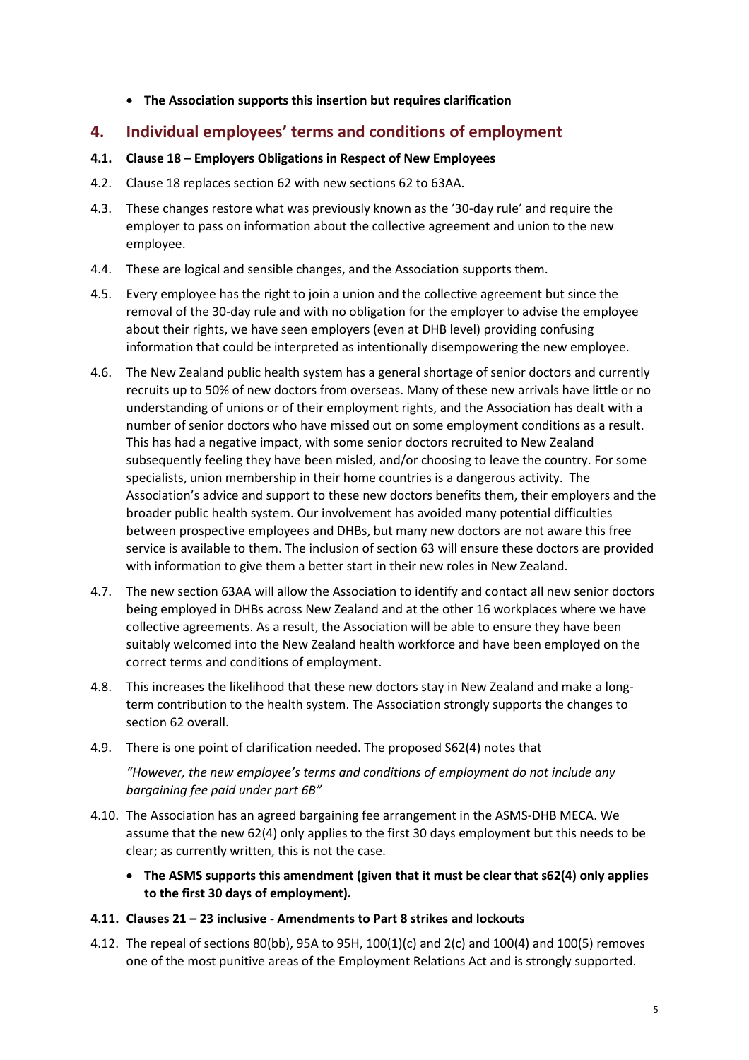- **The Association supports this insertion but requires clarification**

## 4. Individual employees' terms and conditions of employment

**4.1. Clause 18 – Employers Obligations in Respect of New Employees**

4.2. Clause 18 replaces section 62 with new sections 62 to 63AA.

4.3. These changes restore what was previously known as the '30-day rule' and require the employer to pass on information about the collective agreement and union to the new employee.

4.4. These are logical and sensible changes, and the Association supports them.

4.5. Every employee has the right to join a union and the collective agreement but since the removal of the 30-day rule and with no obligation for the employer to advise the employee about their rights, we have seen employers (even at DHB level) providing confusing information that could be interpreted as intentionally disempowering the new employee.

4.6. The New Zealand public health system has a general shortage of senior doctors and currently recruits up to 50% of new doctors from overseas. Many of these new arrivals have little or no understanding of unions or of their employment rights, and the Association has dealt with a number of senior doctors who have missed out on some employment conditions as a result. This has had a negative impact, with some senior doctors recruited to New Zealand subsequently feeling they have been misled, and/or choosing to leave the country. For some specialists, union membership in their home countries is a dangerous activity. The Association's advice and support to these new doctors benefits them, their employers and the broader public health system. Our involvement has avoided many potential difficulties between prospective employees and DHBs, but many new doctors are not aware this free service is available to them. The inclusion of section 63 will ensure these doctors are provided with information to give them a better start in their new roles in New Zealand.

4.7. The new section 63AA will allow the Association to identify and contact all new senior doctors being employed in DHBs across New Zealand and at the other 16 workplaces where we have collective agreements. As a result, the Association will be able to ensure they have been suitably welcomed into the New Zealand health workforce and have been employed on the correct terms and conditions of employment.

4.8. This increases the likelihood that these new doctors stay in New Zealand and make a long-term contribution to the health system. The Association strongly supports the changes to section 62 overall.

4.9. There is one point of clarification needed. The proposed S62(4) notes that

*"However, the new employee's terms and conditions of employment do not include any bargaining fee paid under part 6B"*

4.10. The Association has an agreed bargaining fee arrangement in the ASMS-DHB MECA. We assume that the new 62(4) only applies to the first 30 days employment but this needs to be clear; as currently written, this is not the case.

- **The ASMS supports this amendment (given that it must be clear that s62(4) only applies to the first 30 days of employment).**

**4.11. Clauses 21 – 23 inclusive - Amendments to Part 8 strikes and lockouts**

4.12. The repeal of sections 80(bb), 95A to 95H, 100(1)(c) and 2(c) and 100(4) and 100(5) removes one of the most punitive areas of the Employment Relations Act and is strongly supported.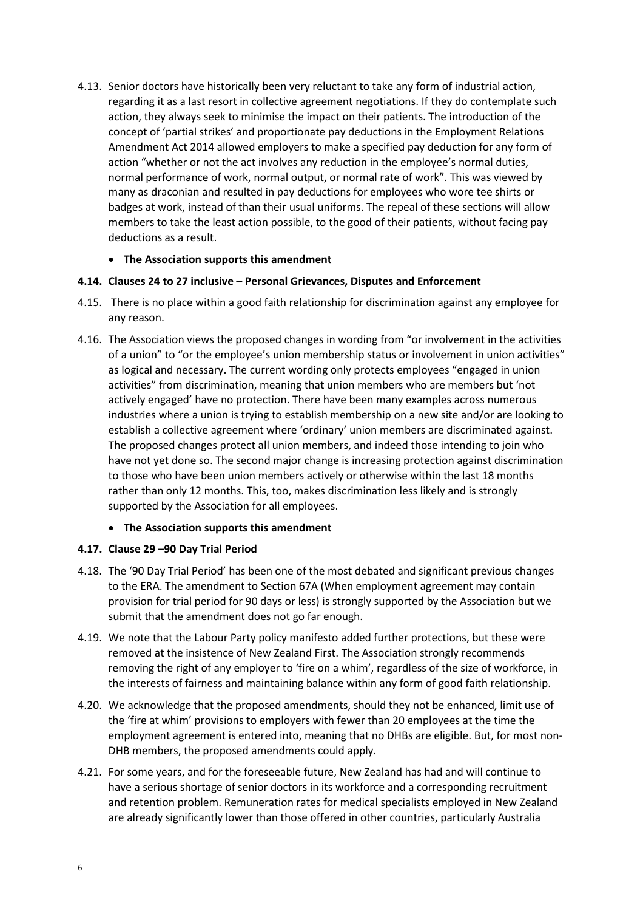4.13. Senior doctors have historically been very reluctant to take any form of industrial action, regarding it as a last resort in collective agreement negotiations. If they do contemplate such action, they always seek to minimise the impact on their patients. The introduction of the concept of 'partial strikes' and proportionate pay deductions in the Employment Relations Amendment Act 2014 allowed employers to make a specified pay deduction for any form of action "whether or not the act involves any reduction in the employee's normal duties, normal performance of work, normal output, or normal rate of work". This was viewed by many as draconian and resulted in pay deductions for employees who wore tee shirts or badges at work, instead of than their usual uniforms. The repeal of these sections will allow members to take the least action possible, to the good of their patients, without facing pay deductions as a result.

- **The Association supports this amendment**

**4.14. Clauses 24 to 27 inclusive – Personal Grievances, Disputes and Enforcement**

4.15. There is no place within a good faith relationship for discrimination against any employee for any reason.

4.16. The Association views the proposed changes in wording from "or involvement in the activities of a union" to "or the employee's union membership status or involvement in union activities" as logical and necessary. The current wording only protects employees "engaged in union activities" from discrimination, meaning that union members who are members but 'not actively engaged' have no protection. There have been many examples across numerous industries where a union is trying to establish membership on a new site and/or are looking to establish a collective agreement where 'ordinary' union members are discriminated against. The proposed changes protect all union members, and indeed those intending to join who have not yet done so. The second major change is increasing protection against discrimination to those who have been union members actively or otherwise within the last 18 months rather than only 12 months. This, too, makes discrimination less likely and is strongly supported by the Association for all employees.

- **The Association supports this amendment**

**4.17. Clause 29 –90 Day Trial Period**

4.18. The '90 Day Trial Period' has been one of the most debated and significant previous changes to the ERA. The amendment to Section 67A (When employment agreement may contain provision for trial period for 90 days or less) is strongly supported by the Association but we submit that the amendment does not go far enough.

4.19. We note that the Labour Party policy manifesto added further protections, but these were removed at the insistence of New Zealand First. The Association strongly recommends removing the right of any employer to 'fire on a whim', regardless of the size of workforce, in the interests of fairness and maintaining balance within any form of good faith relationship.

4.20. We acknowledge that the proposed amendments, should they not be enhanced, limit use of the 'fire at whim' provisions to employers with fewer than 20 employees at the time the employment agreement is entered into, meaning that no DHBs are eligible. But, for most non-DHB members, the proposed amendments could apply.

4.21. For some years, and for the foreseeable future, New Zealand has had and will continue to have a serious shortage of senior doctors in its workforce and a corresponding recruitment and retention problem. Remuneration rates for medical specialists employed in New Zealand are already significantly lower than those offered in other countries, particularly Australia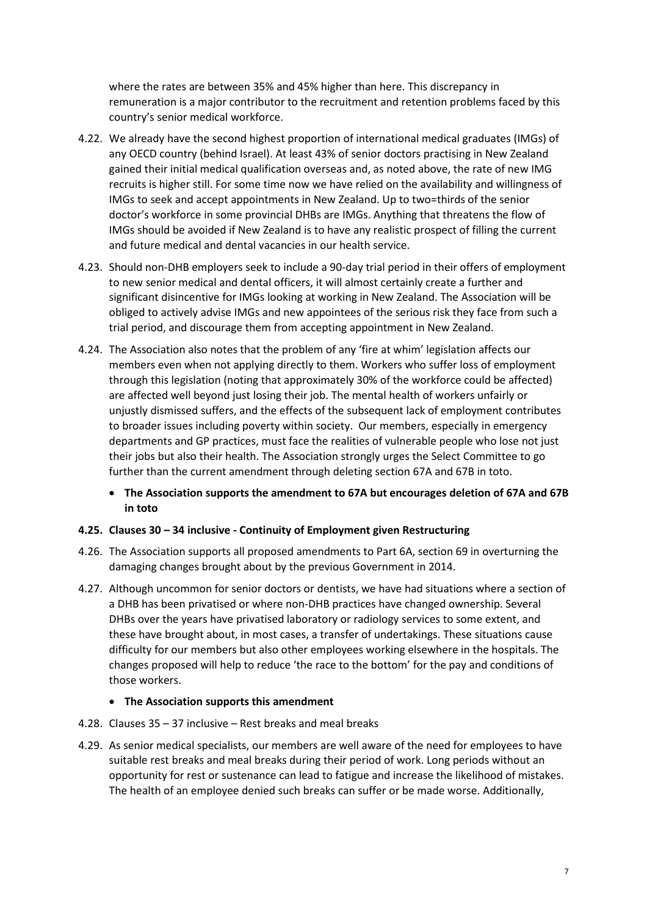where the rates are between 35% and 45% higher than here. This discrepancy in remuneration is a major contributor to the recruitment and retention problems faced by this country's senior medical workforce.

4.22. We already have the second highest proportion of international medical graduates (IMGs) of any OECD country (behind Israel). At least 43% of senior doctors practising in New Zealand gained their initial medical qualification overseas and, as noted above, the rate of new IMG recruits is higher still. For some time now we have relied on the availability and willingness of IMGs to seek and accept appointments in New Zealand. Up to two=thirds of the senior doctor's workforce in some provincial DHBs are IMGs. Anything that threatens the flow of IMGs should be avoided if New Zealand is to have any realistic prospect of filling the current and future medical and dental vacancies in our health service.

4.23. Should non-DHB employers seek to include a 90-day trial period in their offers of employment to new senior medical and dental officers, it will almost certainly create a further and significant disincentive for IMGs looking at working in New Zealand. The Association will be obliged to actively advise IMGs and new appointees of the serious risk they face from such a trial period, and discourage them from accepting appointment in New Zealand.

4.24. The Association also notes that the problem of any 'fire at whim' legislation affects our members even when not applying directly to them. Workers who suffer loss of employment through this legislation (noting that approximately 30% of the workforce could be affected) are affected well beyond just losing their job. The mental health of workers unfairly or unjustly dismissed suffers, and the effects of the subsequent lack of employment contributes to broader issues including poverty within society. Our members, especially in emergency departments and GP practices, must face the realities of vulnerable people who lose not just their jobs but also their health. The Association strongly urges the Select Committee to go further than the current amendment through deleting section 67A and 67B in toto.

- **The Association supports the amendment to 67A but encourages deletion of 67A and 67B in toto**

**4.25. Clauses 30 – 34 inclusive - Continuity of Employment given Restructuring**

4.26. The Association supports all proposed amendments to Part 6A, section 69 in overturning the damaging changes brought about by the previous Government in 2014.

4.27. Although uncommon for senior doctors or dentists, we have had situations where a section of a DHB has been privatised or where non-DHB practices have changed ownership. Several DHBs over the years have privatised laboratory or radiology services to some extent, and these have brought about, in most cases, a transfer of undertakings. These situations cause difficulty for our members but also other employees working elsewhere in the hospitals. The changes proposed will help to reduce 'the race to the bottom' for the pay and conditions of those workers.

- **The Association supports this amendment**

4.28. Clauses 35 – 37 inclusive – Rest breaks and meal breaks

4.29. As senior medical specialists, our members are well aware of the need for employees to have suitable rest breaks and meal breaks during their period of work. Long periods without an opportunity for rest or sustenance can lead to fatigue and increase the likelihood of mistakes. The health of an employee denied such breaks can suffer or be made worse. Additionally,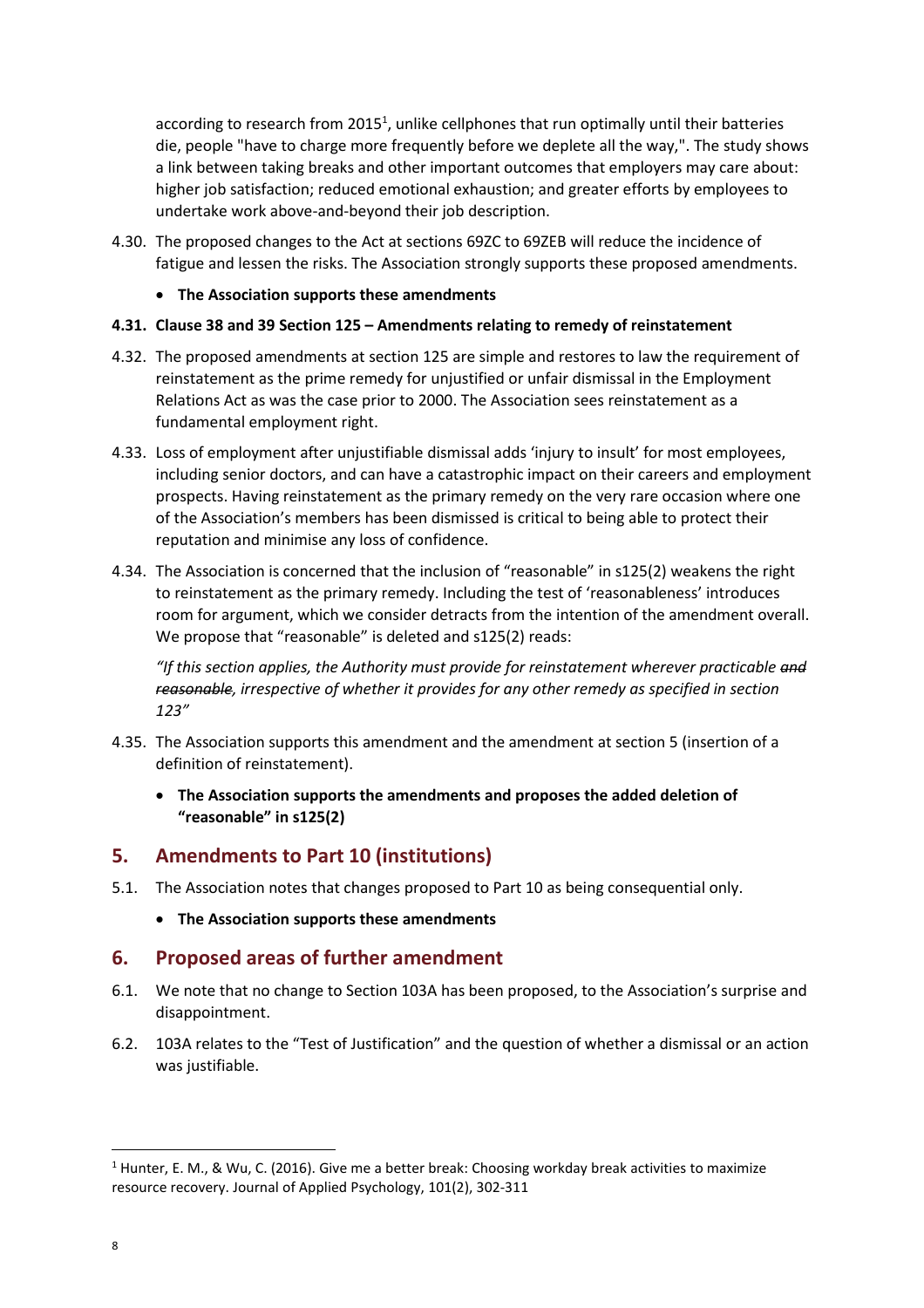according to research from 2015[1], unlike cellphones that run optimally until their batteries die, people "have to charge more frequently before we deplete all the way,". The study shows a link between taking breaks and other important outcomes that employers may care about: higher job satisfaction; reduced emotional exhaustion; and greater efforts by employees to undertake work above-and-beyond their job description.

4.30. The proposed changes to the Act at sections 69ZC to 69ZEB will reduce the incidence of fatigue and lessen the risks. The Association strongly supports these proposed amendments.

- **The Association supports these amendments**

**4.31. Clause 38 and 39 Section 125 – Amendments relating to remedy of reinstatement**

4.32. The proposed amendments at section 125 are simple and restores to law the requirement of reinstatement as the prime remedy for unjustified or unfair dismissal in the Employment Relations Act as was the case prior to 2000. The Association sees reinstatement as a fundamental employment right.

4.33. Loss of employment after unjustifiable dismissal adds 'injury to insult' for most employees, including senior doctors, and can have a catastrophic impact on their careers and employment prospects. Having reinstatement as the primary remedy on the very rare occasion where one of the Association's members has been dismissed is critical to being able to protect their reputation and minimise any loss of confidence.

4.34. The Association is concerned that the inclusion of "reasonable" in s125(2) weakens the right to reinstatement as the primary remedy. Including the test of 'reasonableness' introduces room for argument, which we consider detracts from the intention of the amendment overall. We propose that "reasonable" is deleted and s125(2) reads:

*"If this section applies, the Authority must provide for reinstatement wherever practicable ~~and reasonable~~, irrespective of whether it provides for any other remedy as specified in section 123"*

4.35. The Association supports this amendment and the amendment at section 5 (insertion of a definition of reinstatement).

- **The Association supports the amendments and proposes the added deletion of "reasonable" in s125(2)**

## 5. Amendments to Part 10 (institutions)

5.1. The Association notes that changes proposed to Part 10 as being consequential only.

- **The Association supports these amendments**

## 6. Proposed areas of further amendment

6.1. We note that no change to Section 103A has been proposed, to the Association's surprise and disappointment.

6.2. 103A relates to the "Test of Justification" and the question of whether a dismissal or an action was justifiable.

[1] Hunter, E. M., & Wu, C. (2016). Give me a better break: Choosing workday break activities to maximize resource recovery. Journal of Applied Psychology, 101(2), 302-311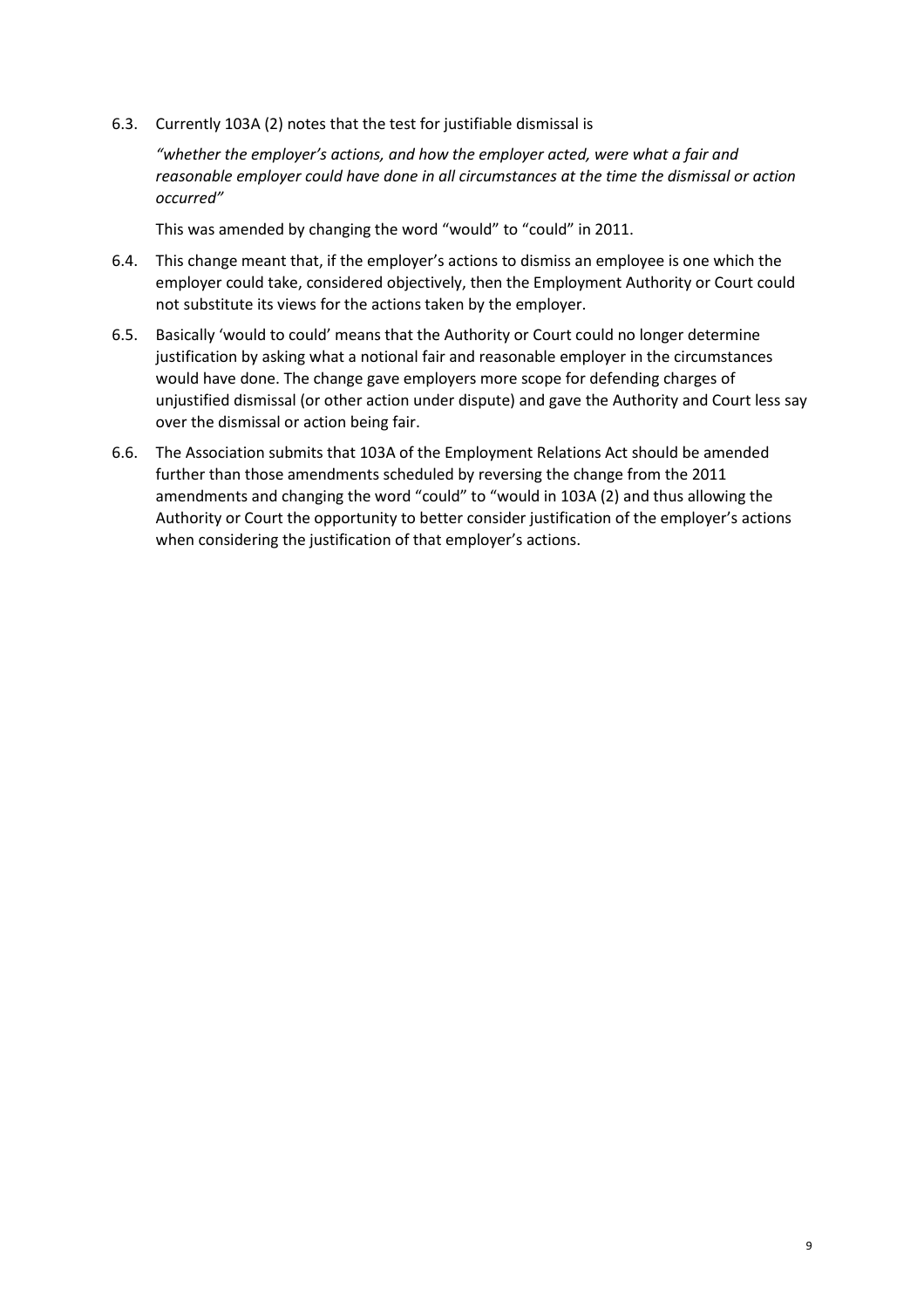6.3. Currently 103A (2) notes that the test for justifiable dismissal is

*"whether the employer's actions, and how the employer acted, were what a fair and reasonable employer could have done in all circumstances at the time the dismissal or action occurred"*

This was amended by changing the word "would" to "could" in 2011.

6.4. This change meant that, if the employer's actions to dismiss an employee is one which the employer could take, considered objectively, then the Employment Authority or Court could not substitute its views for the actions taken by the employer.

6.5. Basically 'would to could' means that the Authority or Court could no longer determine justification by asking what a notional fair and reasonable employer in the circumstances would have done. The change gave employers more scope for defending charges of unjustified dismissal (or other action under dispute) and gave the Authority and Court less say over the dismissal or action being fair.

6.6. The Association submits that 103A of the Employment Relations Act should be amended further than those amendments scheduled by reversing the change from the 2011 amendments and changing the word "could" to "would in 103A (2) and thus allowing the Authority or Court the opportunity to better consider justification of the employer's actions when considering the justification of that employer's actions.